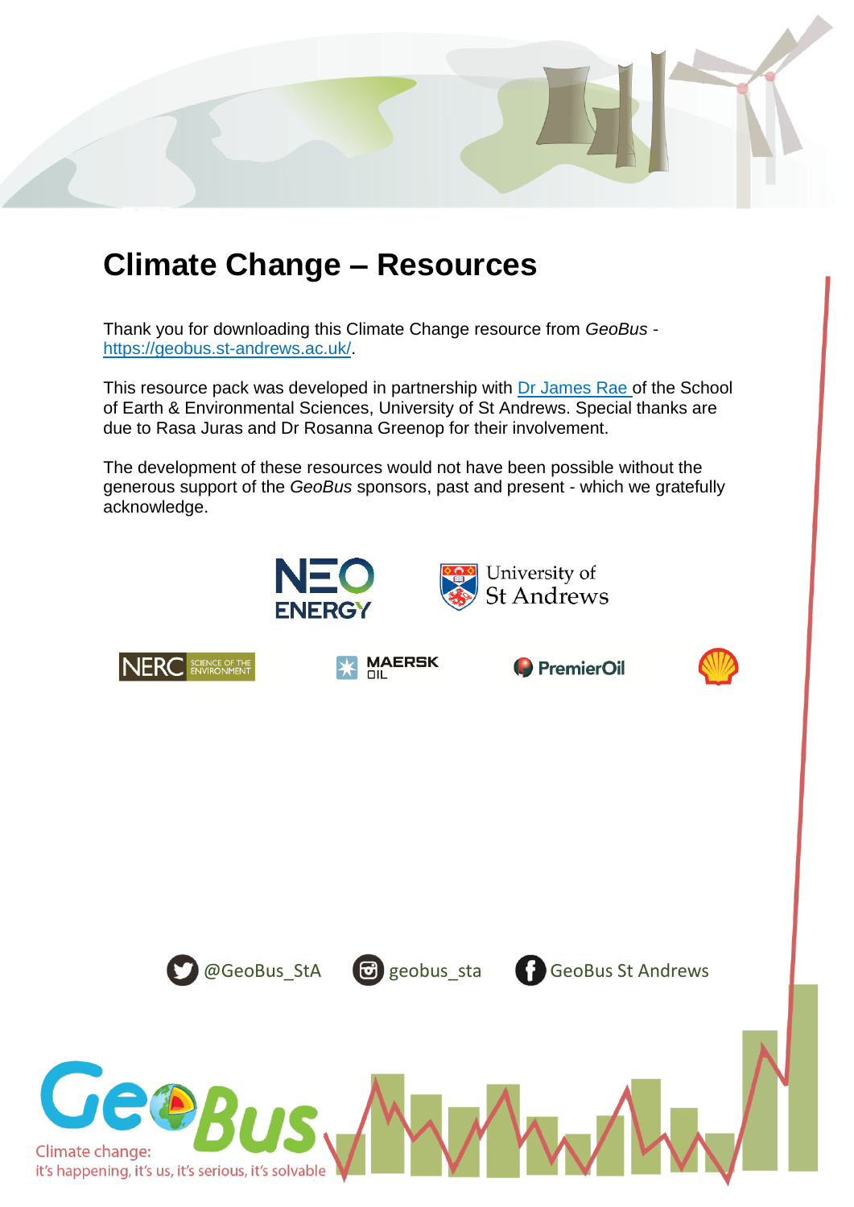# Climate Change – Resources

Thank you for downloading this Climate Change resource from *GeoBus* - https://geobus.st-andrews.ac.uk/.

This resource pack was developed in partnership with Dr James Rae of the School of Earth & Environmental Sciences, University of St Andrews. Special thanks are due to Rasa Juras and Dr Rosanna Greenop for their involvement.

The development of these resources would not have been possible without the generous support of the *GeoBus* sponsors, past and present - which we gratefully acknowledge.

NEO ENERGY

University of St Andrews

NERC SCIENCE OF THE ENVIRONMENT

MAERSK OIL

PremierOil

@GeoBus_StA

geobus_sta

GeoBus St Andrews

GeoBus

Climate change: it's happening, it's us, it's serious, it's solvable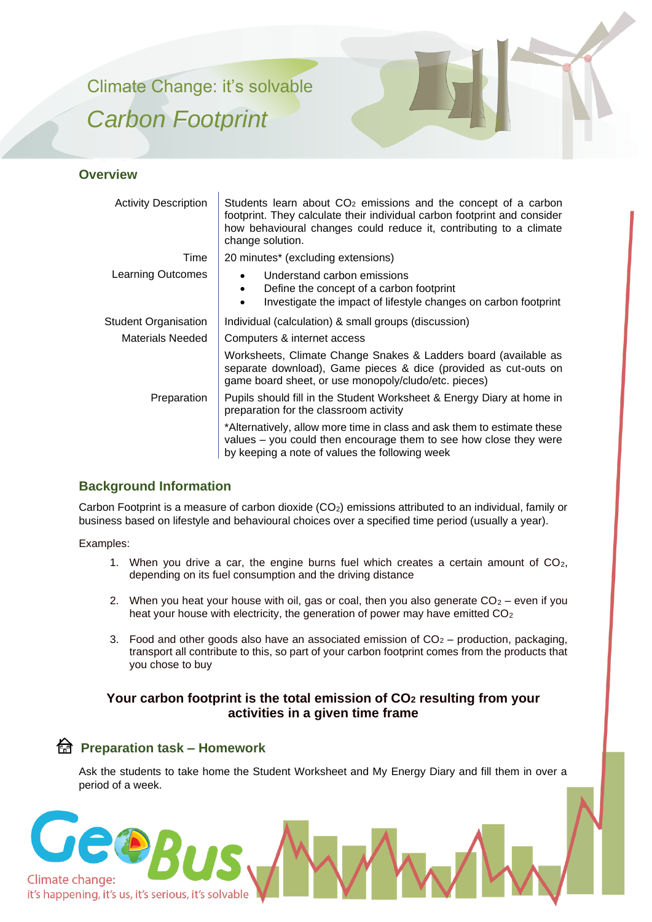# Climate Change: it's solvable

## *Carbon Footprint*

### Overview

| | |
|---|---|
| Activity Description | Students learn about $CO_2$ emissions and the concept of a carbon footprint. They calculate their individual carbon footprint and consider how behavioural changes could reduce it, contributing to a climate change solution. |
| Time | 20 minutes* (excluding extensions) |
| Learning Outcomes | • Understand carbon emissions<br>• Define the concept of a carbon footprint<br>• Investigate the impact of lifestyle changes on carbon footprint |
| Student Organisation | Individual (calculation) & small groups (discussion) |
| Materials Needed | Computers & internet access |
| | Worksheets, Climate Change Snakes & Ladders board (available as separate download), Game pieces & dice (provided as cut-outs on game board sheet, or use monopoly/cludo/etc. pieces) |
| Preparation | Pupils should fill in the Student Worksheet & Energy Diary at home in preparation for the classroom activity |
| | *Alternatively, allow more time in class and ask them to estimate these values – you could then encourage them to see how close they were by keeping a note of values the following week |

### Background Information

Carbon Footprint is a measure of carbon dioxide ($CO_2$) emissions attributed to an individual, family or business based on lifestyle and behavioural choices over a specified time period (usually a year).

Examples:

1. When you drive a car, the engine burns fuel which creates a certain amount of $CO_2$, depending on its fuel consumption and the driving distance
2. When you heat your house with oil, gas or coal, then you also generate $CO_2$ – even if you heat your house with electricity, the generation of power may have emitted $CO_2$
3. Food and other goods also have an associated emission of $CO_2$ – production, packaging, transport all contribute to this, so part of your carbon footprint comes from the products that you chose to buy

**Your carbon footprint is the total emission of $CO_2$ resulting from your activities in a given time frame**

### Preparation task – Homework

Ask the students to take home the Student Worksheet and My Energy Diary and fill them in over a period of a week.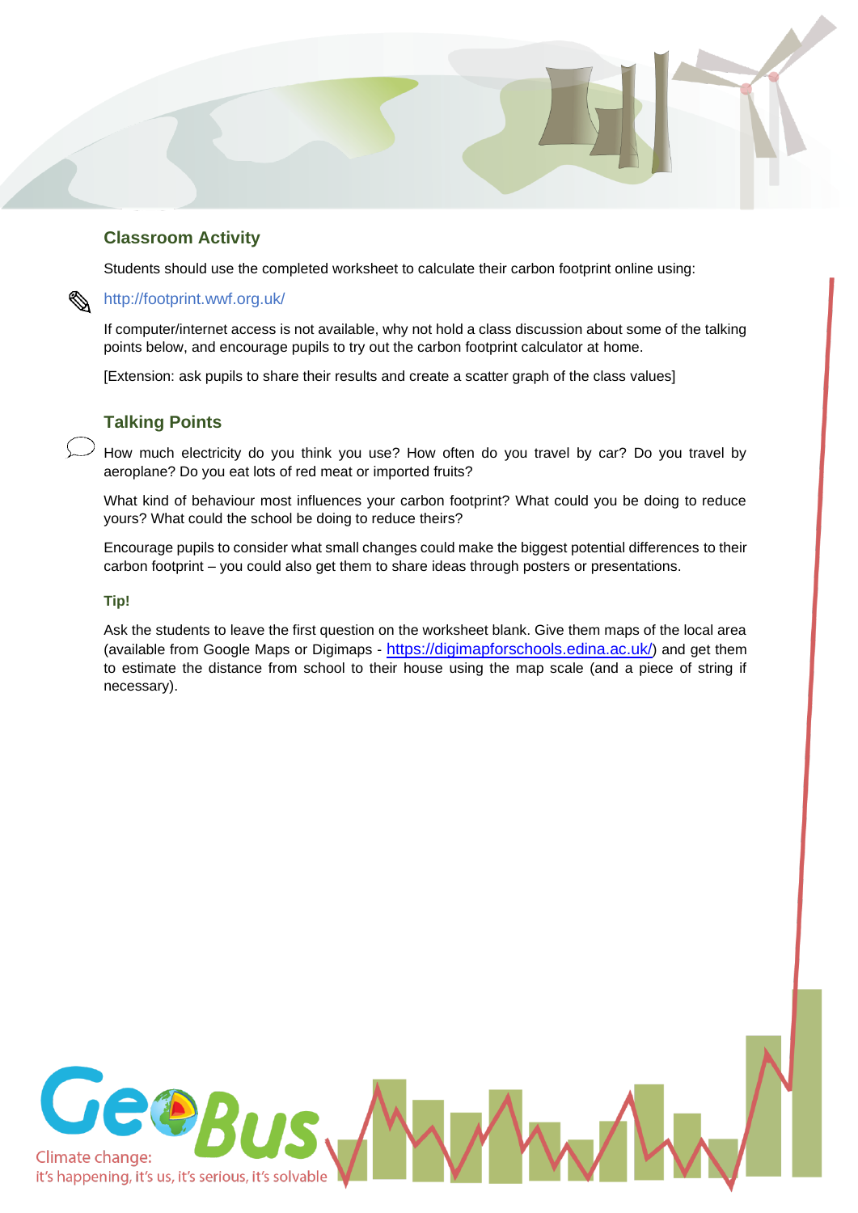## Classroom Activity

Students should use the completed worksheet to calculate their carbon footprint online using:

http://footprint.wwf.org.uk/

If computer/internet access is not available, why not hold a class discussion about some of the talking points below, and encourage pupils to try out the carbon footprint calculator at home.

[Extension: ask pupils to share their results and create a scatter graph of the class values]

## Talking Points

How much electricity do you think you use? How often do you travel by car? Do you travel by aeroplane? Do you eat lots of red meat or imported fruits?

What kind of behaviour most influences your carbon footprint? What could you be doing to reduce yours? What could the school be doing to reduce theirs?

Encourage pupils to consider what small changes could make the biggest potential differences to their carbon footprint – you could also get them to share ideas through posters or presentations.

### Tip!

Ask the students to leave the first question on the worksheet blank. Give them maps of the local area (available from Google Maps or Digimaps - https://digimapforschools.edina.ac.uk/) and get them to estimate the distance from school to their house using the map scale (and a piece of string if necessary).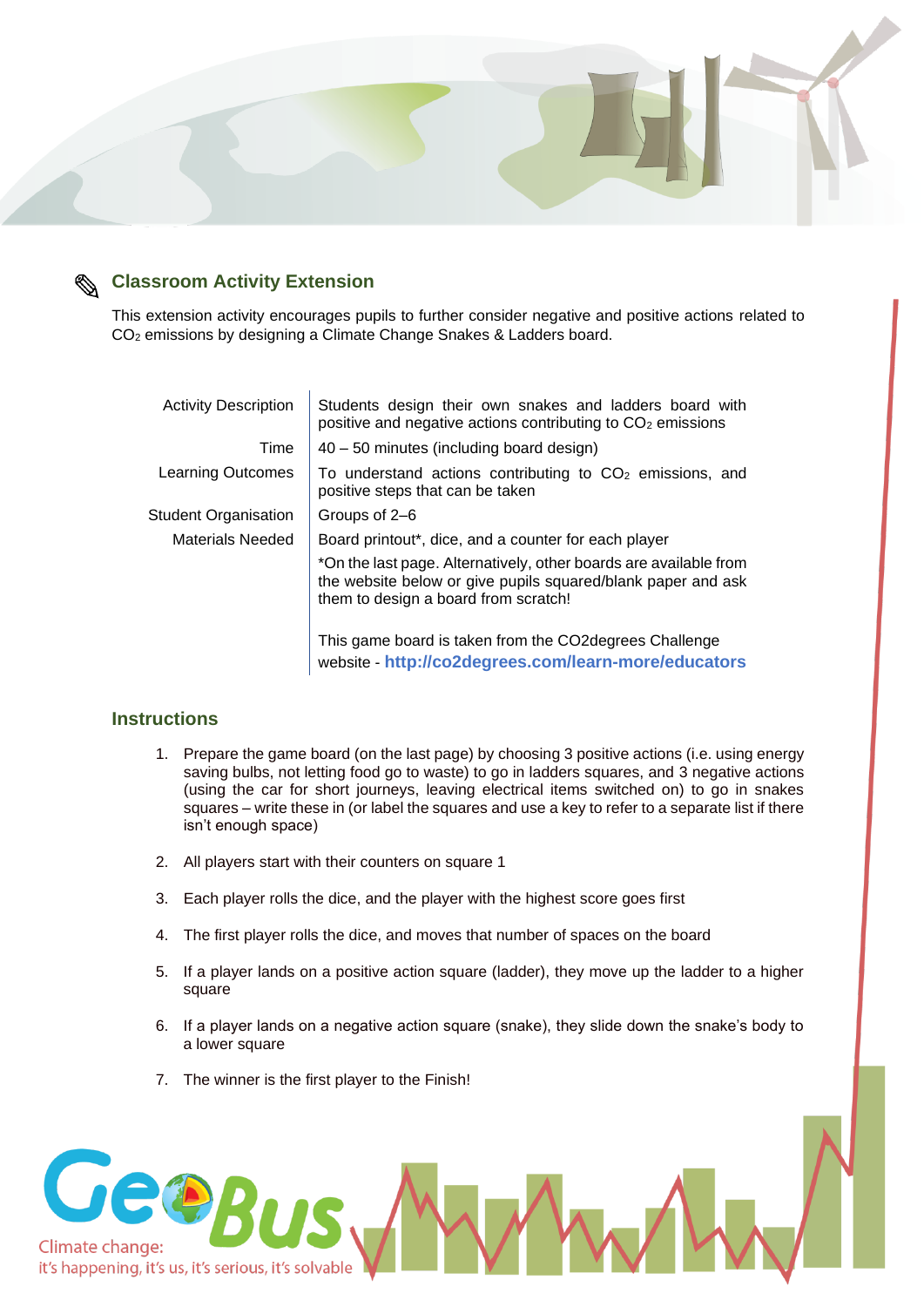## Classroom Activity Extension

This extension activity encourages pupils to further consider negative and positive actions related to $CO_2$ emissions by designing a Climate Change Snakes & Ladders board.

| | |
|---|---|
| Activity Description | Students design their own snakes and ladders board with positive and negative actions contributing to $CO_2$ emissions |
| Time | 40 – 50 minutes (including board design) |
| Learning Outcomes | To understand actions contributing to $CO_2$ emissions, and positive steps that can be taken |
| Student Organisation | Groups of 2–6 |
| Materials Needed | Board printout*, dice, and a counter for each player<br><br>*On the last page. Alternatively, other boards are available from the website below or give pupils squared/blank paper and ask them to design a board from scratch!<br><br>This game board is taken from the CO2degrees Challenge website - **http://co2degrees.com/learn-more/educators** |

## Instructions

1. Prepare the game board (on the last page) by choosing 3 positive actions (i.e. using energy saving bulbs, not letting food go to waste) to go in ladders squares, and 3 negative actions (using the car for short journeys, leaving electrical items switched on) to go in snakes squares – write these in (or label the squares and use a key to refer to a separate list if there isn't enough space)

2. All players start with their counters on square 1

3. Each player rolls the dice, and the player with the highest score goes first

4. The first player rolls the dice, and moves that number of spaces on the board

5. If a player lands on a positive action square (ladder), they move up the ladder to a higher square

6. If a player lands on a negative action square (snake), they slide down the snake's body to a lower square

7. The winner is the first player to the Finish!

GeoBus

Climate change:
it's happening, it's us, it's serious, it's solvable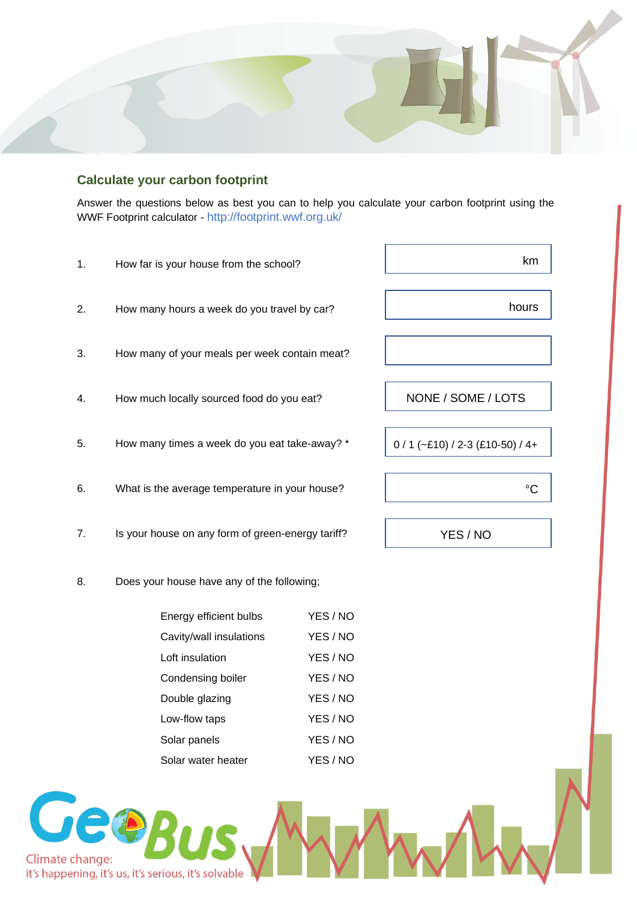## Calculate your carbon footprint

Answer the questions below as best you can to help you calculate your carbon footprint using the WWF Footprint calculator - http://footprint.wwf.org.uk/

| | Question | Answer |
|---|---|---|
| 1. | How far is your house from the school? | km |
| 2. | How many hours a week do you travel by car? | hours |
| 3. | How many of your meals per week contain meat? | |
| 4. | How much locally sourced food do you eat? | NONE / SOME / LOTS |
| 5. | How many times a week do you eat take-away? * | 0 / 1 (~£10) / 2-3 (£10-50) / 4+ |
| 6. | What is the average temperature in your house? | °C |
| 7. | Is your house on any form of green-energy tariff? | YES / NO |

8. Does your house have any of the following;

| Item | Answer |
|---|---|
| Energy efficient bulbs | YES / NO |
| Cavity/wall insulations | YES / NO |
| Loft insulation | YES / NO |
| Condensing boiler | YES / NO |
| Double glazing | YES / NO |
| Low-flow taps | YES / NO |
| Solar panels | YES / NO |
| Solar water heater | YES / NO |

GeoBus

Climate change:
it's happening, it's us, it's serious, it's solvable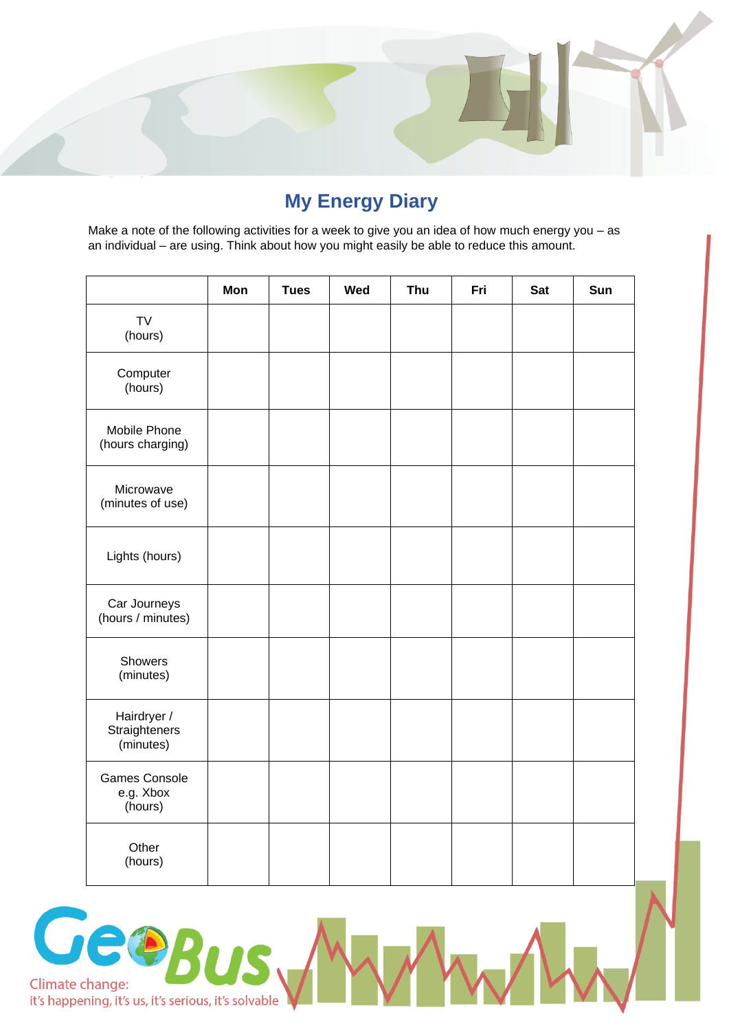# My Energy Diary

Make a note of the following activities for a week to give you an idea of how much energy you – as an individual – are using. Think about how you might easily be able to reduce this amount.

| | Mon | Tues | Wed | Thu | Fri | Sat | Sun |
|---|---|---|---|---|---|---|---|
| TV (hours) | | | | | | | |
| Computer (hours) | | | | | | | |
| Mobile Phone (hours charging) | | | | | | | |
| Microwave (minutes of use) | | | | | | | |
| Lights (hours) | | | | | | | |
| Car Journeys (hours / minutes) | | | | | | | |
| Showers (minutes) | | | | | | | |
| Hairdryer / Straighteners (minutes) | | | | | | | |
| Games Console e.g. Xbox (hours) | | | | | | | |
| Other (hours) | | | | | | | |

GeoBus

Climate change: it's happening, it's us, it's serious, it's solvable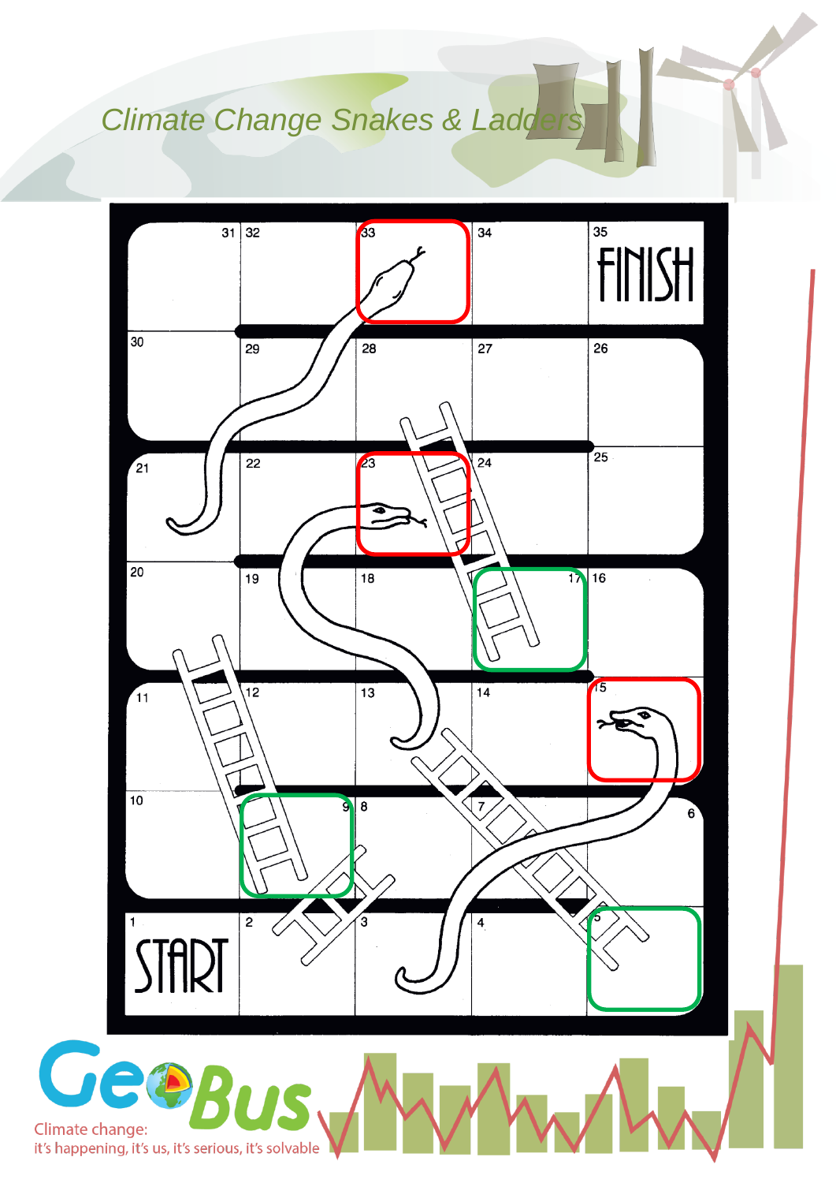# Climate Change Snakes & Ladders

| | | | | |
|---|---|---|---|---|
| 31 | 32 | 33 | 34 | 35 FINISH |
| 30 | 29 | 28 | 27 | 26 |
| 21 | 22 | 23 | 24 | 25 |
| 20 | 19 | 18 | 17 | 16 |
| 11 | 12 | 13 | 14 | 15 |
| 10 | 9 | 8 | 7 | 6 |
| 1 START | 2 | 3 | 4 | 5 |

GeoBus

Climate change:
it's happening, it's us, it's serious, it's solvable